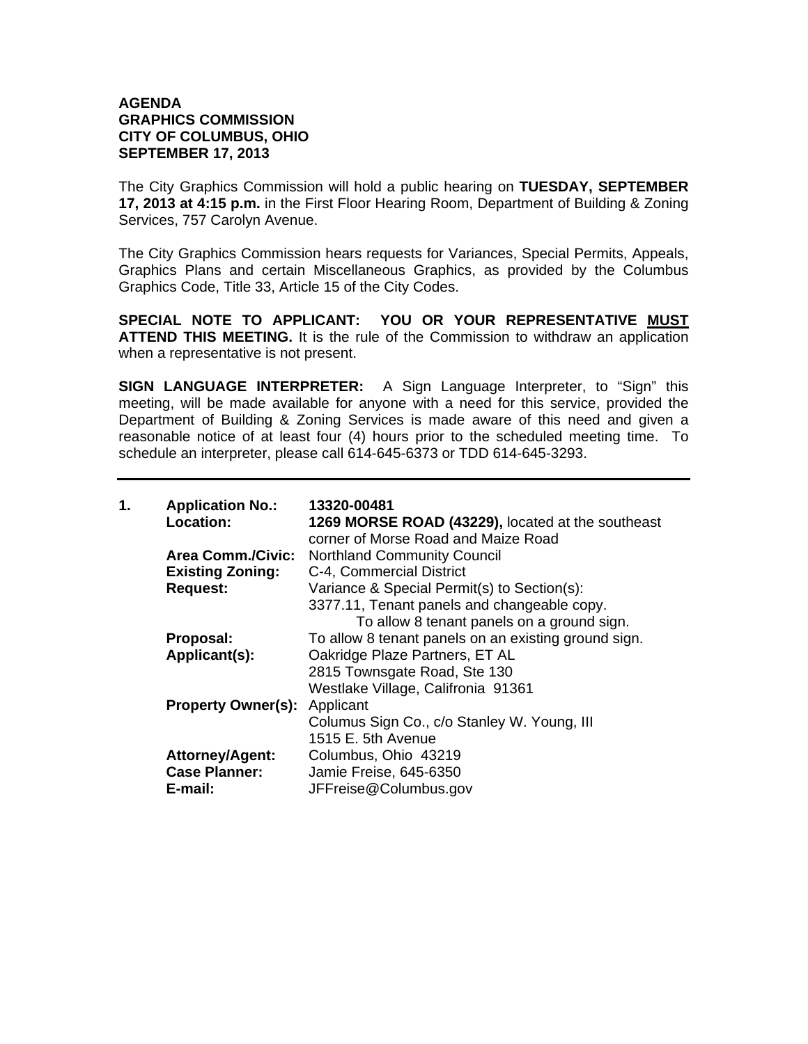**AGENDA**
**GRAPHICS COMMISSION**
**CITY OF COLUMBUS, OHIO**
**SEPTEMBER 17, 2013**

The City Graphics Commission will hold a public hearing on **TUESDAY, SEPTEMBER 17, 2013 at 4:15 p.m.** in the First Floor Hearing Room, Department of Building & Zoning Services, 757 Carolyn Avenue.

The City Graphics Commission hears requests for Variances, Special Permits, Appeals, Graphics Plans and certain Miscellaneous Graphics, as provided by the Columbus Graphics Code, Title 33, Article 15 of the City Codes.

**SPECIAL NOTE TO APPLICANT: YOU OR YOUR REPRESENTATIVE <u>MUST</u> ATTEND THIS MEETING.** It is the rule of the Commission to withdraw an application when a representative is not present.

**SIGN LANGUAGE INTERPRETER:** A Sign Language Interpreter, to "Sign" this meeting, will be made available for anyone with a need for this service, provided the Department of Building & Zoning Services is made aware of this need and given a reasonable notice of at least four (4) hours prior to the scheduled meeting time. To schedule an interpreter, please call 614-645-6373 or TDD 614-645-3293.

---

**1.**

**Application No.:** 13320-00481
**Location:** **1269 MORSE ROAD (43229),** located at the southeast corner of Morse Road and Maize Road
**Area Comm./Civic:** Northland Community Council
**Existing Zoning:** C-4, Commercial District
**Request:** Variance & Special Permit(s) to Section(s):
3377.11, Tenant panels and changeable copy.
To allow 8 tenant panels on a ground sign.
**Proposal:** To allow 8 tenant panels on an existing ground sign.
**Applicant(s):** Oakridge Plaze Partners, ET AL
2815 Townsgate Road, Ste 130
Westlake Village, Califronia 91361
**Property Owner(s):** Applicant
**Attorney/Agent:** Columus Sign Co., c/o Stanley W. Young, III
1515 E. 5th Avenue
Columbus, Ohio 43219
**Case Planner:** Jamie Freise, 645-6350
**E-mail:** JFFreise@Columbus.gov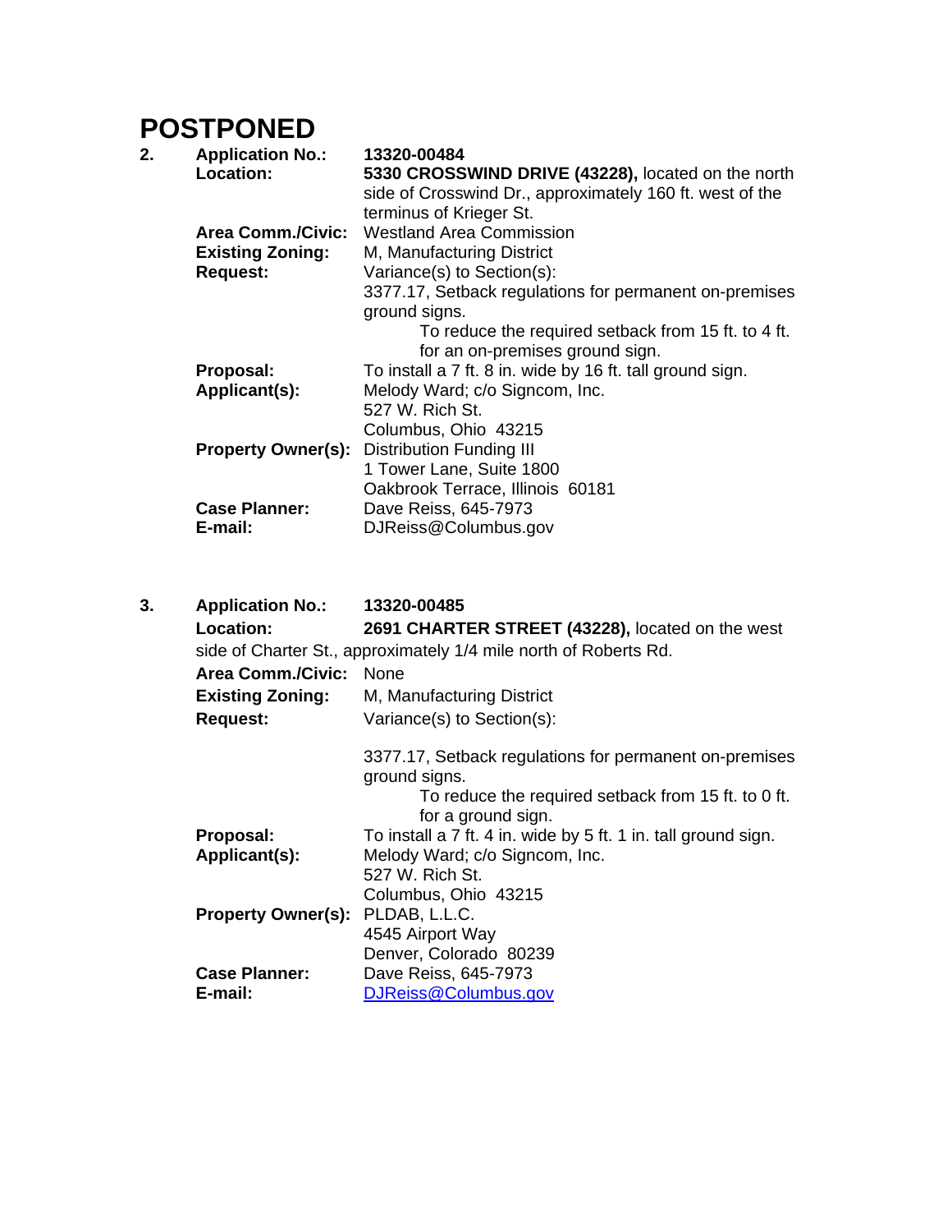# POSTPONED

**2.** **Application No.:** **13320-00484**

**Location:** **5330 CROSSWIND DRIVE (43228),** located on the north side of Crosswind Dr., approximately 160 ft. west of the terminus of Krieger St.

**Area Comm./Civic:** Westland Area Commission

**Existing Zoning:** M, Manufacturing District

**Request:** Variance(s) to Section(s):

3377.17, Setback regulations for permanent on-premises ground signs.

To reduce the required setback from 15 ft. to 4 ft. for an on-premises ground sign.

**Proposal:** To install a 7 ft. 8 in. wide by 16 ft. tall ground sign.

**Applicant(s):** Melody Ward; c/o Signcom, Inc.
527 W. Rich St.
Columbus, Ohio 43215

**Property Owner(s):** Distribution Funding III
1 Tower Lane, Suite 1800
Oakbrook Terrace, Illinois 60181

**Case Planner:** Dave Reiss, 645-7973

**E-mail:** DJReiss@Columbus.gov

**3.** **Application No.:** **13320-00485**

**Location:** **2691 CHARTER STREET (43228),** located on the west side of Charter St., approximately 1/4 mile north of Roberts Rd.

**Area Comm./Civic:** None

**Existing Zoning:** M, Manufacturing District

**Request:** Variance(s) to Section(s):

3377.17, Setback regulations for permanent on-premises ground signs.

To reduce the required setback from 15 ft. to 0 ft. for a ground sign.

**Proposal:** To install a 7 ft. 4 in. wide by 5 ft. 1 in. tall ground sign.

**Applicant(s):** Melody Ward; c/o Signcom, Inc.
527 W. Rich St.
Columbus, Ohio 43215

**Property Owner(s):** PLDAB, L.L.C.
4545 Airport Way
Denver, Colorado 80239

**Case Planner:** Dave Reiss, 645-7973

**E-mail:** DJReiss@Columbus.gov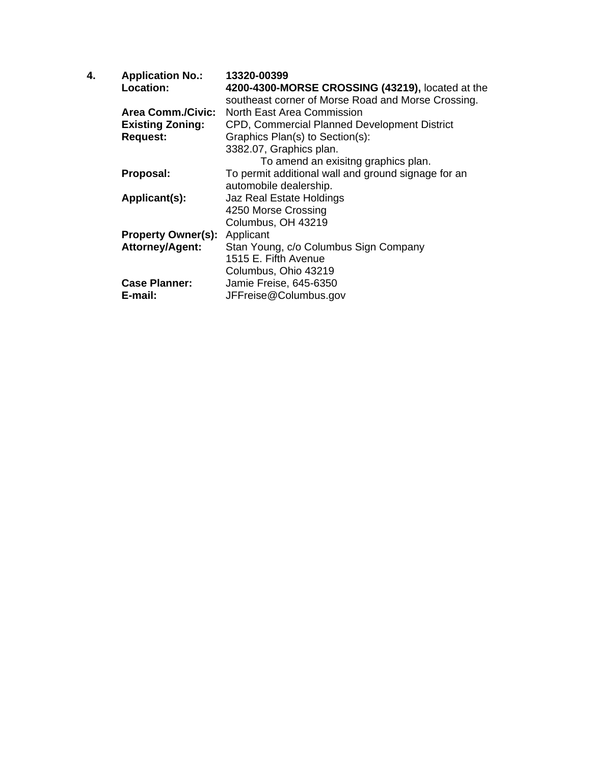4. **Application No.:** **13320-00399**

**Location:** **4200-4300-MORSE CROSSING (43219),** located at the southeast corner of Morse Road and Morse Crossing.

**Area Comm./Civic:** North East Area Commission

**Existing Zoning:** CPD, Commercial Planned Development District

**Request:** Graphics Plan(s) to Section(s):
3382.07, Graphics plan.
To amend an exisitng graphics plan.

**Proposal:** To permit additional wall and ground signage for an automobile dealership.

**Applicant(s):** Jaz Real Estate Holdings
4250 Morse Crossing
Columbus, OH 43219

**Property Owner(s):** Applicant

**Attorney/Agent:** Stan Young, c/o Columbus Sign Company
1515 E. Fifth Avenue
Columbus, Ohio 43219

**Case Planner:** Jamie Freise, 645-6350

**E-mail:** JFFreise@Columbus.gov